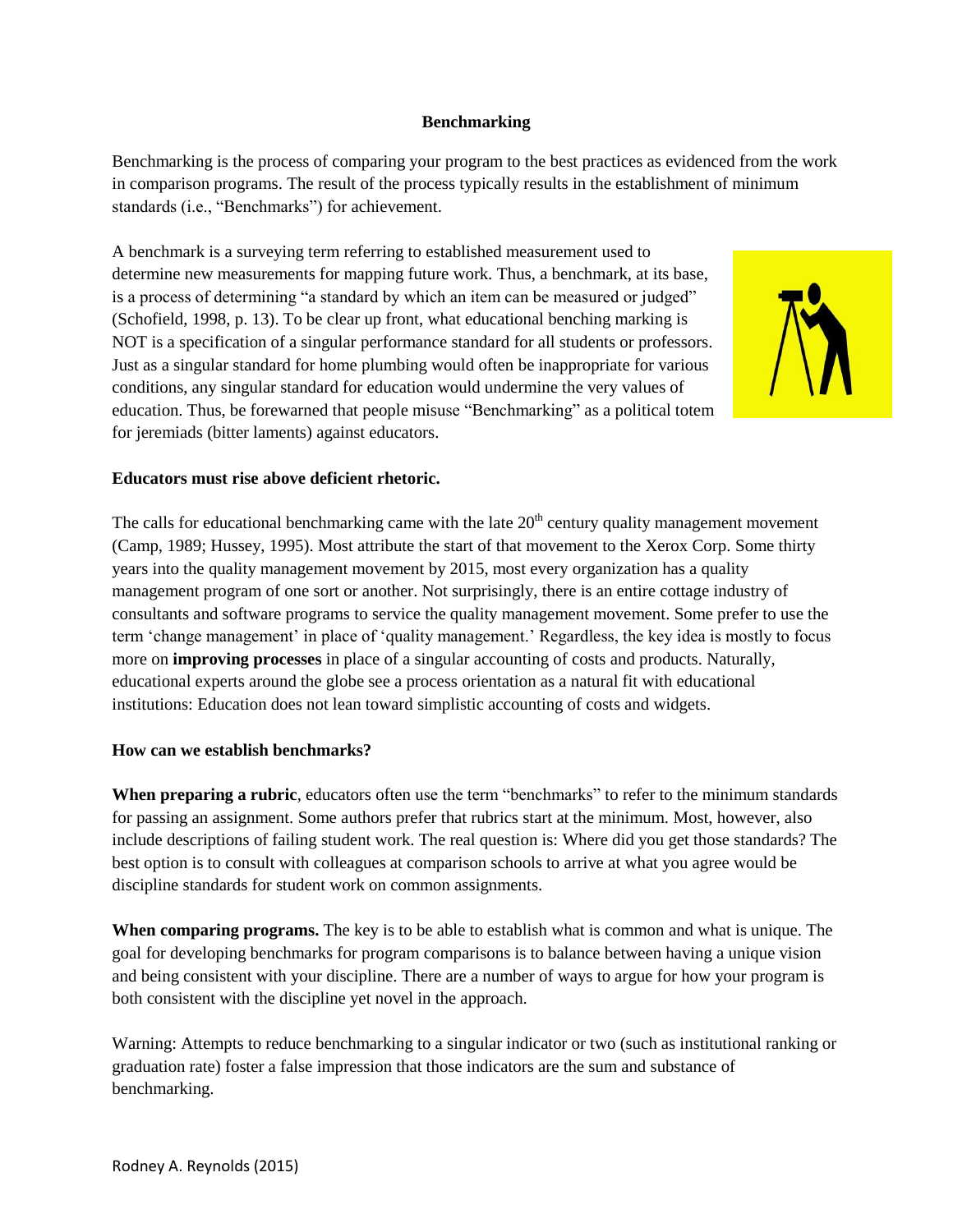# Benchmarking

Benchmarking is the process of comparing your program to the best practices as evidenced from the work in comparison programs. The result of the process typically results in the establishment of minimum standards (i.e., "Benchmarks") for achievement.

A benchmark is a surveying term referring to established measurement used to determine new measurements for mapping future work. Thus, a benchmark, at its base, is a process of determining "a standard by which an item can be measured or judged" (Schofield, 1998, p. 13). To be clear up front, what educational benching marking is NOT is a specification of a singular performance standard for all students or professors. Just as a singular standard for home plumbing would often be inappropriate for various conditions, any singular standard for education would undermine the very values of education. Thus, be forewarned that people misuse "Benchmarking" as a political totem for jeremiads (bitter laments) against educators.

**Educators must rise above deficient rhetoric.**

The calls for educational benchmarking came with the late 20th century quality management movement (Camp, 1989; Hussey, 1995). Most attribute the start of that movement to the Xerox Corp. Some thirty years into the quality management movement by 2015, most every organization has a quality management program of one sort or another. Not surprisingly, there is an entire cottage industry of consultants and software programs to service the quality management movement. Some prefer to use the term 'change management' in place of 'quality management.' Regardless, the key idea is mostly to focus more on **improving processes** in place of a singular accounting of costs and products. Naturally, educational experts around the globe see a process orientation as a natural fit with educational institutions: Education does not lean toward simplistic accounting of costs and widgets.

**How can we establish benchmarks?**

**When preparing a rubric**, educators often use the term "benchmarks" to refer to the minimum standards for passing an assignment. Some authors prefer that rubrics start at the minimum. Most, however, also include descriptions of failing student work. The real question is: Where did you get those standards? The best option is to consult with colleagues at comparison schools to arrive at what you agree would be discipline standards for student work on common assignments.

**When comparing programs.** The key is to be able to establish what is common and what is unique. The goal for developing benchmarks for program comparisons is to balance between having a unique vision and being consistent with your discipline. There are a number of ways to argue for how your program is both consistent with the discipline yet novel in the approach.

Warning: Attempts to reduce benchmarking to a singular indicator or two (such as institutional ranking or graduation rate) foster a false impression that those indicators are the sum and substance of benchmarking.

Rodney A. Reynolds (2015)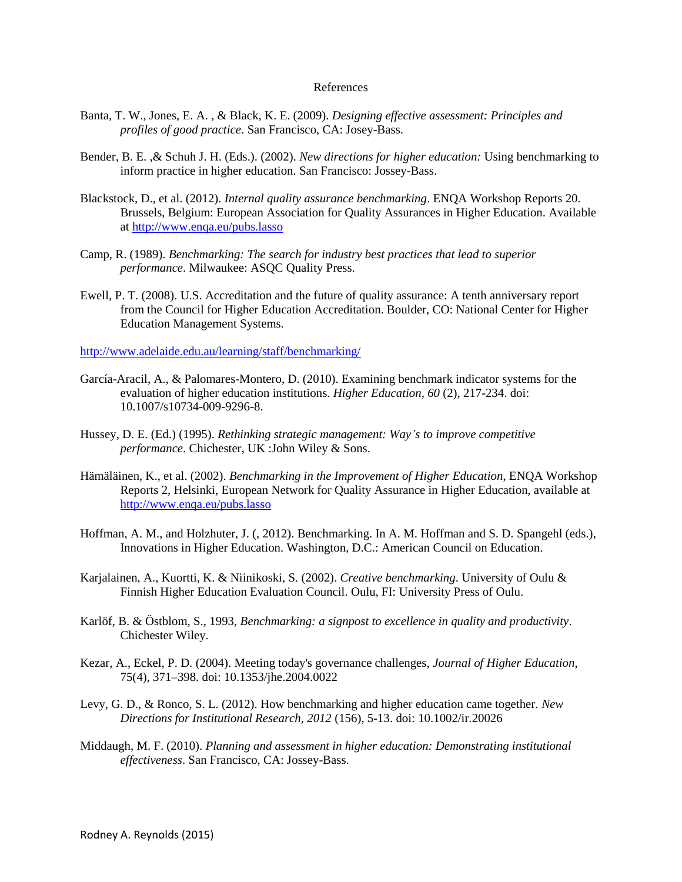# References

Banta, T. W., Jones, E. A. , & Black, K. E. (2009). *Designing effective assessment: Principles and profiles of good practice*. San Francisco, CA: Josey-Bass.

Bender, B. E. ,& Schuh J. H. (Eds.). (2002). *New directions for higher education:* Using benchmarking to inform practice in higher education. San Francisco: Jossey-Bass.

Blackstock, D., et al. (2012). *Internal quality assurance benchmarking*. ENQA Workshop Reports 20. Brussels, Belgium: European Association for Quality Assurances in Higher Education. Available at http://www.enqa.eu/pubs.lasso

Camp, R. (1989). *Benchmarking: The search for industry best practices that lead to superior performance*. Milwaukee: ASQC Quality Press.

Ewell, P. T. (2008). U.S. Accreditation and the future of quality assurance: A tenth anniversary report from the Council for Higher Education Accreditation. Boulder, CO: National Center for Higher Education Management Systems.

http://www.adelaide.edu.au/learning/staff/benchmarking/

García-Aracil, A., & Palomares-Montero, D. (2010). Examining benchmark indicator systems for the evaluation of higher education institutions. *Higher Education, 60* (2), 217-234. doi: 10.1007/s10734-009-9296-8.

Hussey, D. E. (Ed.) (1995). *Rethinking strategic management: Way's to improve competitive performance*. Chichester, UK :John Wiley & Sons.

Hämäläinen, K., et al. (2002). *Benchmarking in the Improvement of Higher Education*, ENQA Workshop Reports 2, Helsinki, European Network for Quality Assurance in Higher Education, available at http://www.enqa.eu/pubs.lasso

Hoffman, A. M., and Holzhuter, J. (, 2012). Benchmarking. In A. M. Hoffman and S. D. Spangehl (eds.), Innovations in Higher Education. Washington, D.C.: American Council on Education.

Karjalainen, A., Kuortti, K. & Niinikoski, S. (2002). *Creative benchmarking*. University of Oulu & Finnish Higher Education Evaluation Council. Oulu, FI: University Press of Oulu.

Karlöf, B. & Östblom, S., 1993, *Benchmarking: a signpost to excellence in quality and productivity*. Chichester Wiley.

Kezar, A., Eckel, P. D. (2004). Meeting today's governance challenges, *Journal of Higher Education*, 75(4), 371–398. doi: 10.1353/jhe.2004.0022

Levy, G. D., & Ronco, S. L. (2012). How benchmarking and higher education came together. *New Directions for Institutional Research, 2012* (156), 5-13. doi: 10.1002/ir.20026

Middaugh, M. F. (2010). *Planning and assessment in higher education: Demonstrating institutional effectiveness*. San Francisco, CA: Jossey-Bass.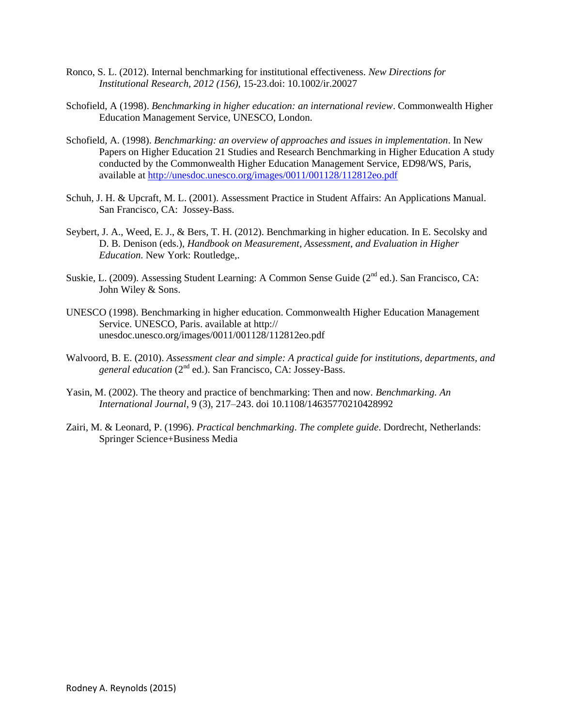Ronco, S. L. (2012). Internal benchmarking for institutional effectiveness. *New Directions for Institutional Research, 2012 (156)*, 15-23.doi: 10.1002/ir.20027

Schofield, A (1998). *Benchmarking in higher education: an international review*. Commonwealth Higher Education Management Service, UNESCO, London.

Schofield, A. (1998). *Benchmarking: an overview of approaches and issues in implementation*. In New Papers on Higher Education 21 Studies and Research Benchmarking in Higher Education A study conducted by the Commonwealth Higher Education Management Service, ED98/WS, Paris, available at http://unesdoc.unesco.org/images/0011/001128/112812eo.pdf

Schuh, J. H. & Upcraft, M. L. (2001). Assessment Practice in Student Affairs: An Applications Manual. San Francisco, CA: Jossey-Bass.

Seybert, J. A., Weed, E. J., & Bers, T. H. (2012). Benchmarking in higher education. In E. Secolsky and D. B. Denison (eds.), *Handbook on Measurement, Assessment, and Evaluation in Higher Education*. New York: Routledge,.

Suskie, L. (2009). Assessing Student Learning: A Common Sense Guide (2nd ed.). San Francisco, CA: John Wiley & Sons.

UNESCO (1998). Benchmarking in higher education. Commonwealth Higher Education Management Service. UNESCO, Paris. available at http:// unesdoc.unesco.org/images/0011/001128/112812eo.pdf

Walvoord, B. E. (2010). *Assessment clear and simple: A practical guide for institutions, departments, and general education* (2nd ed.). San Francisco, CA: Jossey-Bass.

Yasin, M. (2002). The theory and practice of benchmarking: Then and now. *Benchmarking. An International Journal*, 9 (3), 217–243. doi 10.1108/14635770210428992

Zairi, M. & Leonard, P. (1996). *Practical benchmarking*. *The complete guide*. Dordrecht, Netherlands: Springer Science+Business Media